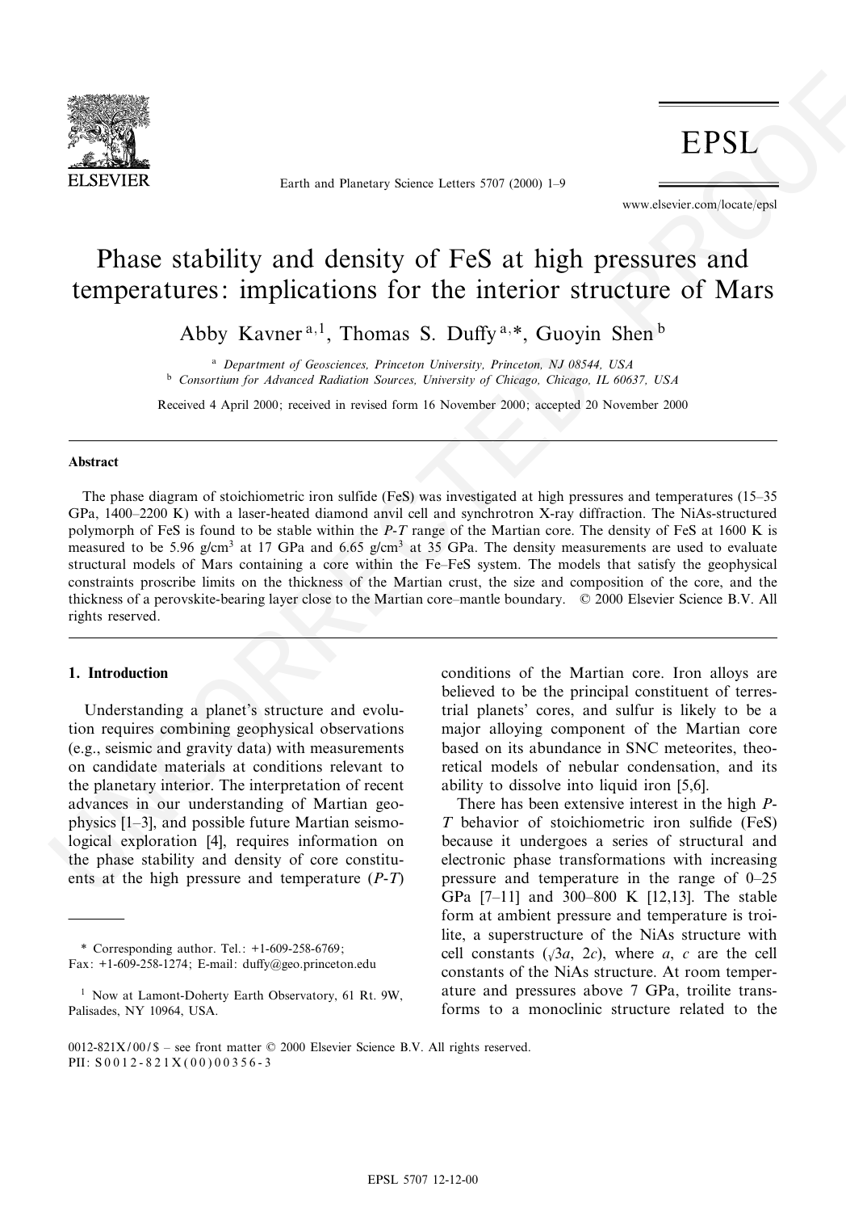# Phase stability and density of FeS at high pressures and temperatures: implications for the interior structure of Mars

Abby Kavner [a,1], Thomas S. Duffy [a,*], Guoyin Shen [b]

[a] *Department of Geosciences, Princeton University, Princeton, NJ 08544, USA*
[b] *Consortium for Advanced Radiation Sources, University of Chicago, Chicago, IL 60637, USA*

Received 4 April 2000; received in revised form 16 November 2000; accepted 20 November 2000

## Abstract

The phase diagram of stoichiometric iron sulfide (FeS) was investigated at high pressures and temperatures (15–35 GPa, 1400–2200 K) with a laser-heated diamond anvil cell and synchrotron X-ray diffraction. The NiAs-structured polymorph of FeS is found to be stable within the *P-T* range of the Martian core. The density of FeS at 1600 K is measured to be 5.96 g/cm$^3$ at 17 GPa and 6.65 g/cm$^3$ at 35 GPa. The density measurements are used to evaluate structural models of Mars containing a core within the Fe–FeS system. The models that satisfy the geophysical constraints proscribe limits on the thickness of the Martian crust, the size and composition of the core, and the thickness of a perovskite-bearing layer close to the Martian core–mantle boundary. © 2000 Elsevier Science B.V. All rights reserved.

## 1. Introduction

Understanding a planet's structure and evolution requires combining geophysical observations (e.g., seismic and gravity data) with measurements on candidate materials at conditions relevant to the planetary interior. The interpretation of recent advances in our understanding of Martian geophysics [1–3], and possible future Martian seismological exploration [4], requires information on the phase stability and density of core constituents at the high pressure and temperature (*P-T*) conditions of the Martian core. Iron alloys are believed to be the principal constituent of terrestrial planets' cores, and sulfur is likely to be a major alloying component of the Martian core based on its abundance in SNC meteorites, theoretical models of nebular condensation, and its ability to dissolve into liquid iron [5,6].

There has been extensive interest in the high *P-T* behavior of stoichiometric iron sulfide (FeS) because it undergoes a series of structural and electronic phase transformations with increasing pressure and temperature in the range of 0–25 GPa [7–11] and 300–800 K [12,13]. The stable form at ambient pressure and temperature is troilite, a superstructure of the NiAs structure with cell constants ($\sqrt{3}a$, $2c$), where $a$, $c$ are the cell constants of the NiAs structure. At room temperature and pressures above 7 GPa, troilite transforms to a monoclinic structure related to the

\* Corresponding author. Tel.: +1-609-258-6769; Fax: +1-609-258-1274; E-mail: duffy@geo.princeton.edu

[1] Now at Lamont-Doherty Earth Observatory, 61 Rt. 9W, Palisades, NY 10964, USA.

0012-821X/00/$ – see front matter © 2000 Elsevier Science B.V. All rights reserved.
PII: S0012-821X(00)00356-3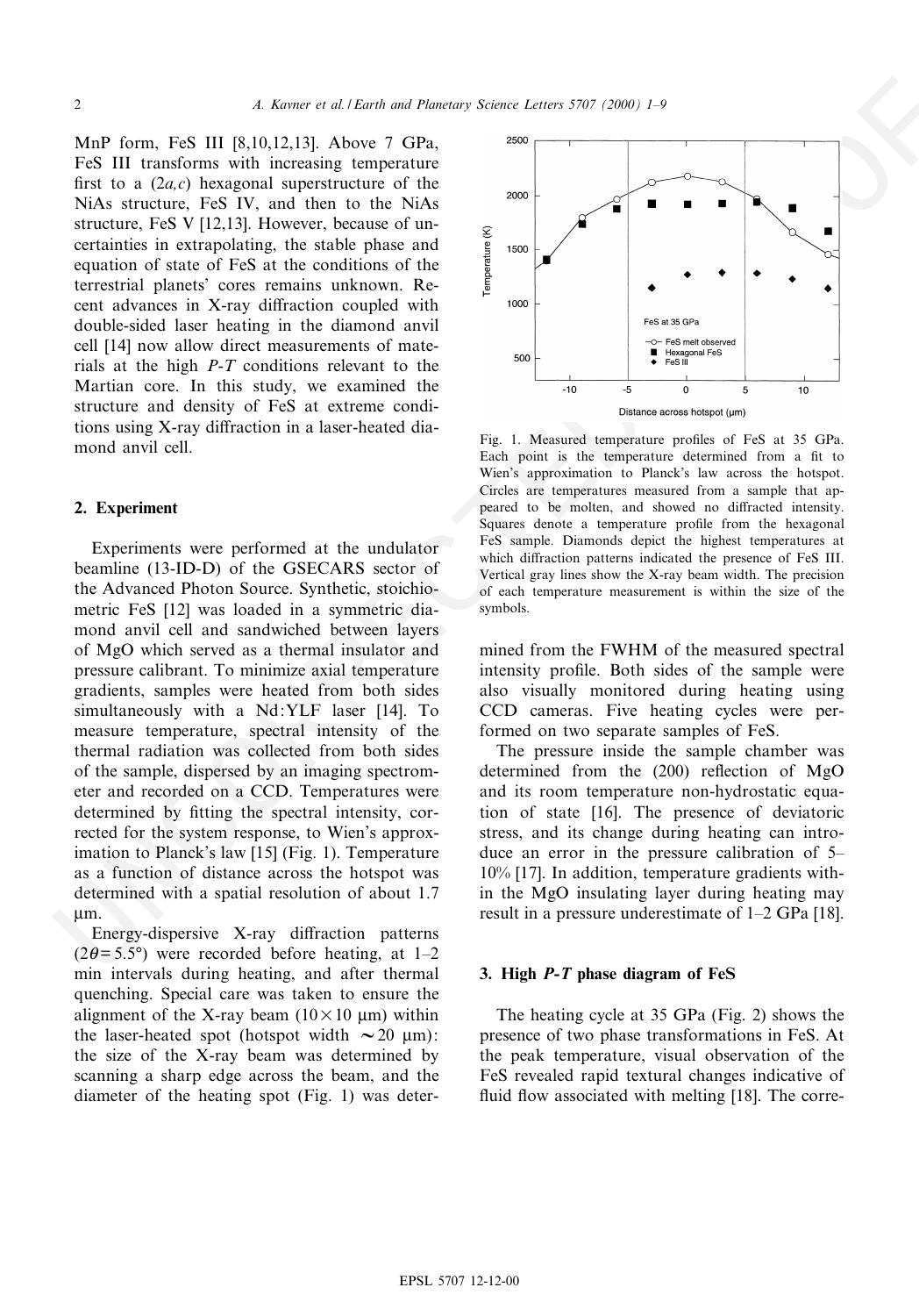MnP form, FeS III [8,10,12,13]. Above 7 GPa, FeS III transforms with increasing temperature first to a $(2a,c)$ hexagonal superstructure of the NiAs structure, FeS IV, and then to the NiAs structure, FeS V [12,13]. However, because of uncertainties in extrapolating, the stable phase and equation of state of FeS at the conditions of the terrestrial planets' cores remains unknown. Recent advances in X-ray diffraction coupled with double-sided laser heating in the diamond anvil cell [14] now allow direct measurements of materials at the high *P-T* conditions relevant to the Martian core. In this study, we examined the structure and density of FeS at extreme conditions using X-ray diffraction in a laser-heated diamond anvil cell.

## 2. Experiment

Experiments were performed at the undulator beamline (13-ID-D) of the GSECARS sector of the Advanced Photon Source. Synthetic, stoichiometric FeS [12] was loaded in a symmetric diamond anvil cell and sandwiched between layers of MgO which served as a thermal insulator and pressure calibrant. To minimize axial temperature gradients, samples were heated from both sides simultaneously with a Nd:YLF laser [14]. To measure temperature, spectral intensity of the thermal radiation was collected from both sides of the sample, dispersed by an imaging spectrometer and recorded on a CCD. Temperatures were determined by fitting the spectral intensity, corrected for the system response, to Wien's approximation to Planck's law [15] (Fig. 1). Temperature as a function of distance across the hotspot was determined with a spatial resolution of about 1.7 μm.

Fig. 1. Measured temperature profiles of FeS at 35 GPa. Each point is the temperature determined from a fit to Wien's approximation to Planck's law across the hotspot. Circles are temperatures measured from a sample that appeared to be molten, and showed no diffracted intensity. Squares denote a temperature profile from the hexagonal FeS sample. Diamonds depict the highest temperatures at which diffraction patterns indicated the presence of FeS III. Vertical gray lines show the X-ray beam width. The precision of each temperature measurement is within the size of the symbols.

Energy-dispersive X-ray diffraction patterns ($2\theta = 5.5°$) were recorded before heating, at 1–2 min intervals during heating, and after thermal quenching. Special care was taken to ensure the alignment of the X-ray beam ($10 \times 10$ μm) within the laser-heated spot (hotspot width $\sim 20$ μm): the size of the X-ray beam was determined by scanning a sharp edge across the beam, and the diameter of the heating spot (Fig. 1) was determined from the FWHM of the measured spectral intensity profile. Both sides of the sample were also visually monitored during heating using CCD cameras. Five heating cycles were performed on two separate samples of FeS.

The pressure inside the sample chamber was determined from the (200) reflection of MgO and its room temperature non-hydrostatic equation of state [16]. The presence of deviatoric stress, and its change during heating can introduce an error in the pressure calibration of 5–10% [17]. In addition, temperature gradients within the MgO insulating layer during heating may result in a pressure underestimate of 1–2 GPa [18].

## 3. High *P-T* phase diagram of FeS

The heating cycle at 35 GPa (Fig. 2) shows the presence of two phase transformations in FeS. At the peak temperature, visual observation of the FeS revealed rapid textural changes indicative of fluid flow associated with melting [18]. The corre-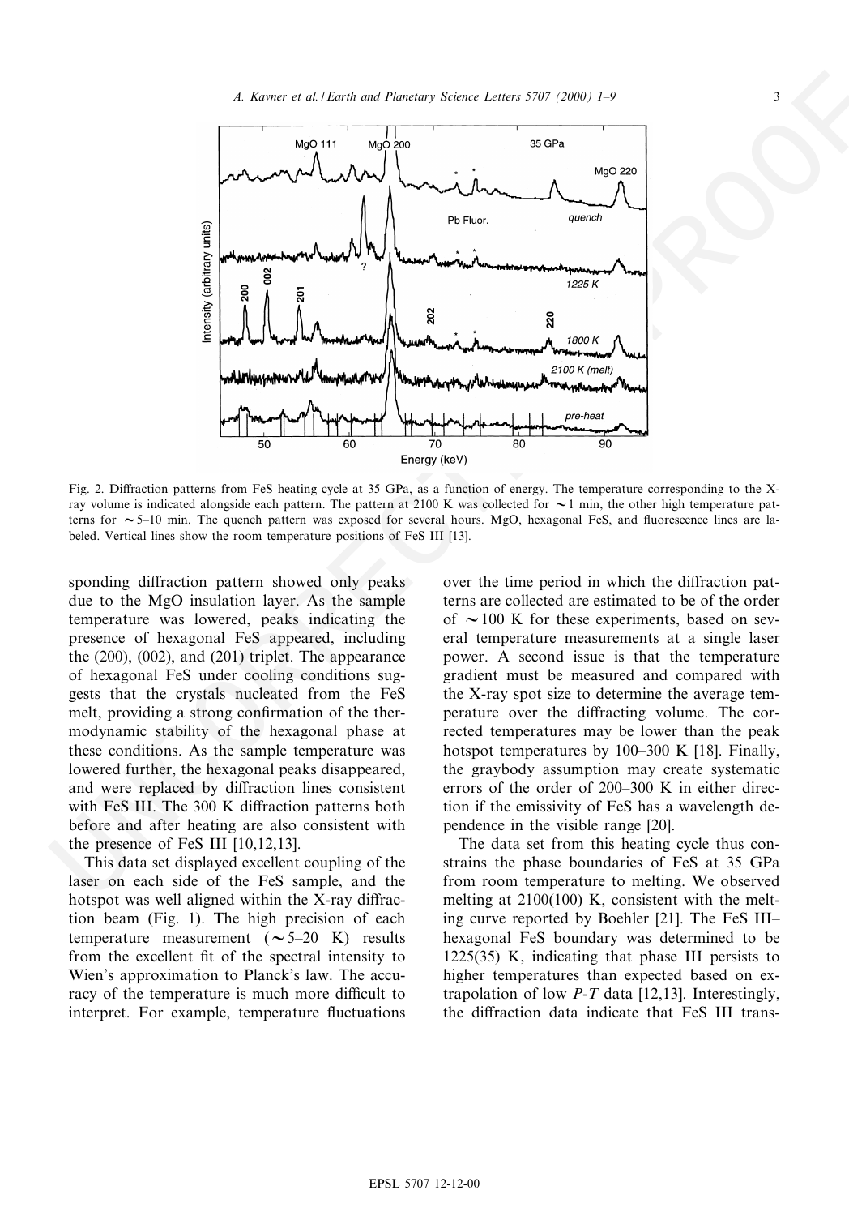Fig. 2. Diffraction patterns from FeS heating cycle at 35 GPa, as a function of energy. The temperature corresponding to the X-ray volume is indicated alongside each pattern. The pattern at 2100 K was collected for ~1 min, the other high temperature patterns for ~5–10 min. The quench pattern was exposed for several hours. MgO, hexagonal FeS, and fluorescence lines are labeled. Vertical lines show the room temperature positions of FeS III [13].

sponding diffraction pattern showed only peaks due to the MgO insulation layer. As the sample temperature was lowered, peaks indicating the presence of hexagonal FeS appeared, including the (200), (002), and (201) triplet. The appearance of hexagonal FeS under cooling conditions suggests that the crystals nucleated from the FeS melt, providing a strong confirmation of the thermodynamic stability of the hexagonal phase at these conditions. As the sample temperature was lowered further, the hexagonal peaks disappeared, and were replaced by diffraction lines consistent with FeS III. The 300 K diffraction patterns both before and after heating are also consistent with the presence of FeS III [10,12,13].

This data set displayed excellent coupling of the laser on each side of the FeS sample, and the hotspot was well aligned within the X-ray diffraction beam (Fig. 1). The high precision of each temperature measurement (~5–20 K) results from the excellent fit of the spectral intensity to Wien's approximation to Planck's law. The accuracy of the temperature is much more difficult to interpret. For example, temperature fluctuations over the time period in which the diffraction patterns are collected are estimated to be of the order of ~100 K for these experiments, based on several temperature measurements at a single laser power. A second issue is that the temperature gradient must be measured and compared with the X-ray spot size to determine the average temperature over the diffracting volume. The corrected temperatures may be lower than the peak hotspot temperatures by 100–300 K [18]. Finally, the graybody assumption may create systematic errors of the order of 200–300 K in either direction if the emissivity of FeS has a wavelength dependence in the visible range [20].

The data set from this heating cycle thus constrains the phase boundaries of FeS at 35 GPa from room temperature to melting. We observed melting at 2100(100) K, consistent with the melting curve reported by Boehler [21]. The FeS III–hexagonal FeS boundary was determined to be 1225(35) K, indicating that phase III persists to higher temperatures than expected based on extrapolation of low *P*-*T* data [12,13]. Interestingly, the diffraction data indicate that FeS III trans-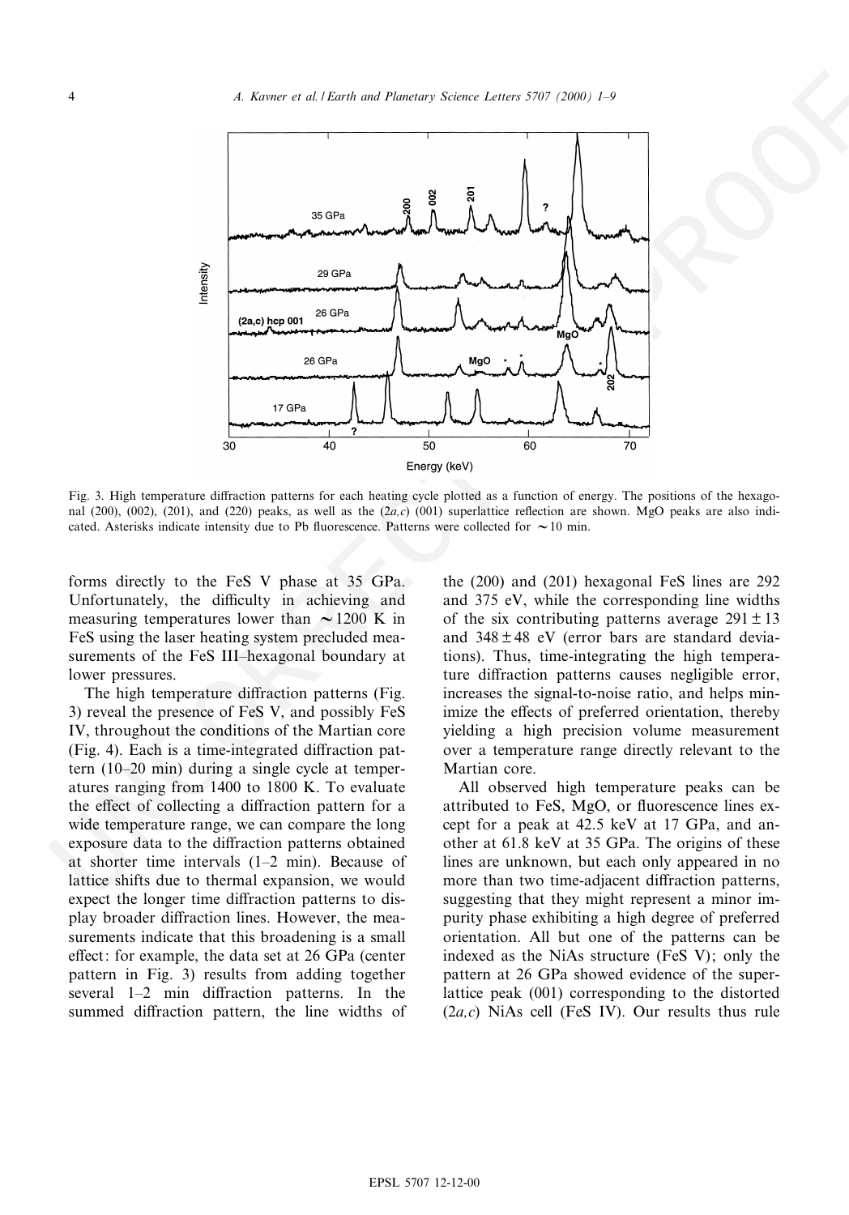Fig. 3. High temperature diffraction patterns for each heating cycle plotted as a function of energy. The positions of the hexagonal (200), (002), (201), and (220) peaks, as well as the ($2a,c$) (001) superlattice reflection are shown. MgO peaks are also indicated. Asterisks indicate intensity due to Pb fluorescence. Patterns were collected for $\sim$10 min.

forms directly to the FeS V phase at 35 GPa. Unfortunately, the difficulty in achieving and measuring temperatures lower than $\sim$1200 K in FeS using the laser heating system precluded measurements of the FeS III–hexagonal boundary at lower pressures.

The high temperature diffraction patterns (Fig. 3) reveal the presence of FeS V, and possibly FeS IV, throughout the conditions of the Martian core (Fig. 4). Each is a time-integrated diffraction pattern (10–20 min) during a single cycle at temperatures ranging from 1400 to 1800 K. To evaluate the effect of collecting a diffraction pattern for a wide temperature range, we can compare the long exposure data to the diffraction patterns obtained at shorter time intervals (1–2 min). Because of lattice shifts due to thermal expansion, we would expect the longer time diffraction patterns to display broader diffraction lines. However, the measurements indicate that this broadening is a small effect: for example, the data set at 26 GPa (center pattern in Fig. 3) results from adding together several 1–2 min diffraction patterns. In the summed diffraction pattern, the line widths of the (200) and (201) hexagonal FeS lines are 292 and 375 eV, while the corresponding line widths of the six contributing patterns average $291 \pm 13$ and $348 \pm 48$ eV (error bars are standard deviations). Thus, time-integrating the high temperature diffraction patterns causes negligible error, increases the signal-to-noise ratio, and helps minimize the effects of preferred orientation, thereby yielding a high precision volume measurement over a temperature range directly relevant to the Martian core.

All observed high temperature peaks can be attributed to FeS, MgO, or fluorescence lines except for a peak at 42.5 keV at 17 GPa, and another at 61.8 keV at 35 GPa. The origins of these lines are unknown, but each only appeared in no more than two time-adjacent diffraction patterns, suggesting that they might represent a minor impurity phase exhibiting a high degree of preferred orientation. All but one of the patterns can be indexed as the NiAs structure (FeS V); only the pattern at 26 GPa showed evidence of the superlattice peak (001) corresponding to the distorted ($2a,c$) NiAs cell (FeS IV). Our results thus rule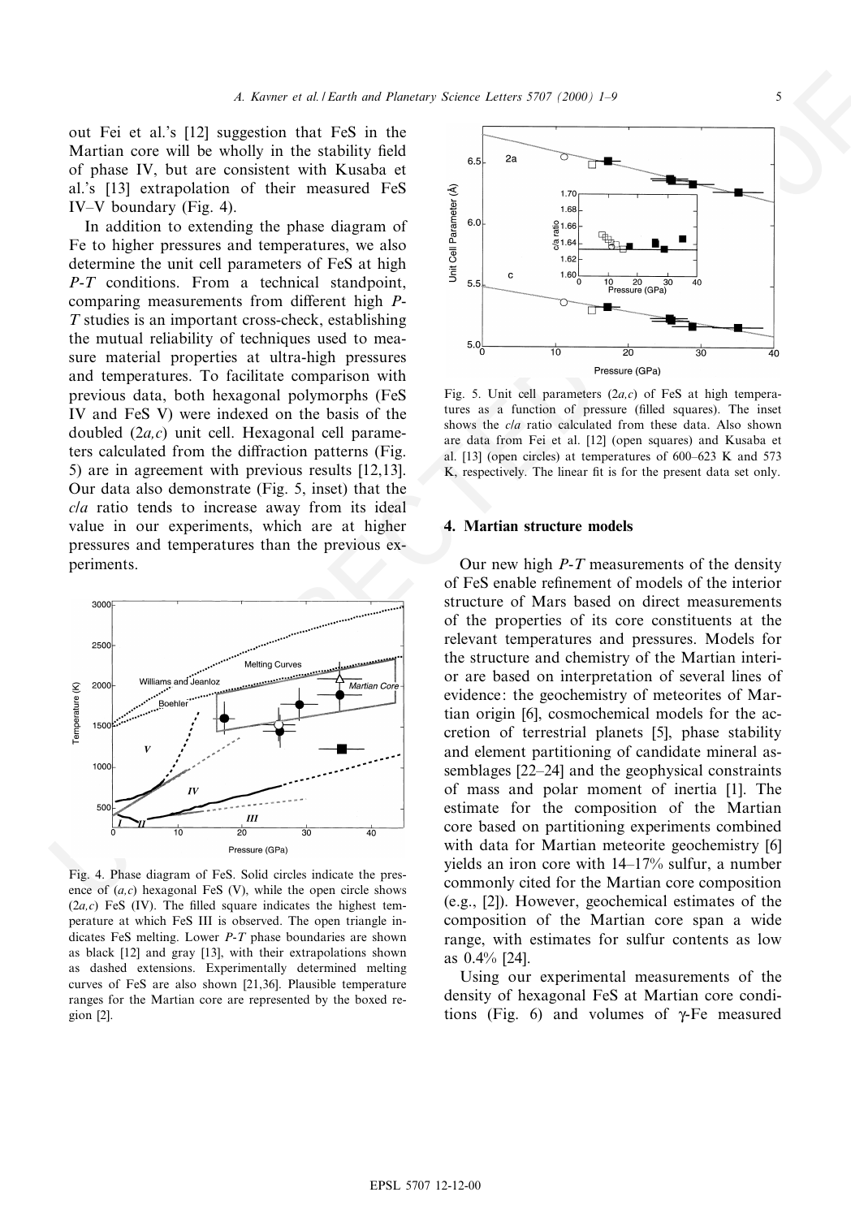out Fei et al.'s [12] suggestion that FeS in the Martian core will be wholly in the stability field of phase IV, but are consistent with Kusaba et al.'s [13] extrapolation of their measured FeS IV–V boundary (Fig. 4).

In addition to extending the phase diagram of Fe to higher pressures and temperatures, we also determine the unit cell parameters of FeS at high *P-T* conditions. From a technical standpoint, comparing measurements from different high *P-T* studies is an important cross-check, establishing the mutual reliability of techniques used to measure material properties at ultra-high pressures and temperatures. To facilitate comparison with previous data, both hexagonal polymorphs (FeS IV and FeS V) were indexed on the basis of the doubled ($2a,c$) unit cell. Hexagonal cell parameters calculated from the diffraction patterns (Fig. 5) are in agreement with previous results [12,13]. Our data also demonstrate (Fig. 5, inset) that the $c/a$ ratio tends to increase away from its ideal value in our experiments, which are at higher pressures and temperatures than the previous experiments.

Fig. 4. Phase diagram of FeS. Solid circles indicate the presence of ($a,c$) hexagonal FeS (V), while the open circle shows ($2a,c$) FeS (IV). The filled square indicates the highest temperature at which FeS III is observed. The open triangle indicates FeS melting. Lower *P-T* phase boundaries are shown as black [12] and gray [13], with their extrapolations shown as dashed extensions. Experimentally determined melting curves of FeS are also shown [21,36]. Plausible temperature ranges for the Martian core are represented by the boxed region [2].

Fig. 5. Unit cell parameters ($2a,c$) of FeS at high temperatures as a function of pressure (filled squares). The inset shows the $c/a$ ratio calculated from these data. Also shown are data from Fei et al. [12] (open squares) and Kusaba et al. [13] (open circles) at temperatures of 600–623 K and 573 K, respectively. The linear fit is for the present data set only.

## 4. Martian structure models

Our new high *P-T* measurements of the density of FeS enable refinement of models of the interior structure of Mars based on direct measurements of the properties of its core constituents at the relevant temperatures and pressures. Models for the structure and chemistry of the Martian interior are based on interpretation of several lines of evidence: the geochemistry of meteorites of Martian origin [6], cosmochemical models for the accretion of terrestrial planets [5], phase stability and element partitioning of candidate mineral assemblages [22–24] and the geophysical constraints of mass and polar moment of inertia [1]. The estimate for the composition of the Martian core based on partitioning experiments combined with data for Martian meteorite geochemistry [6] yields an iron core with 14–17% sulfur, a number commonly cited for the Martian core composition (e.g., [2]). However, geochemical estimates of the composition of the Martian core span a wide range, with estimates for sulfur contents as low as 0.4% [24].

Using our experimental measurements of the density of hexagonal FeS at Martian core conditions (Fig. 6) and volumes of $\gamma$-Fe measured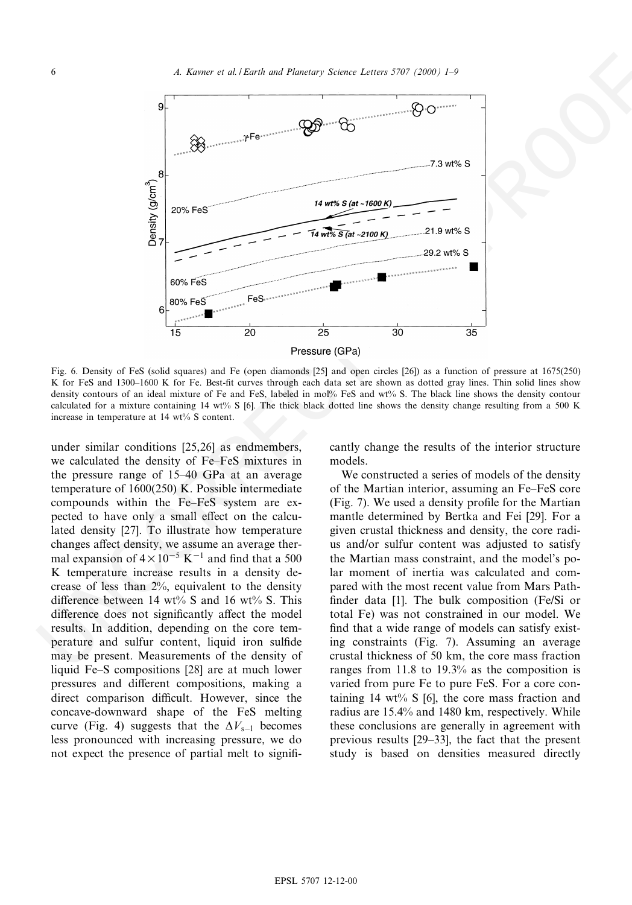Fig. 6. Density of FeS (solid squares) and Fe (open diamonds [25] and open circles [26]) as a function of pressure at 1675(250) K for FeS and 1300–1600 K for Fe. Best-fit curves through each data set are shown as dotted gray lines. Thin solid lines show density contours of an ideal mixture of Fe and FeS, labeled in mol% FeS and wt% S. The black line shows the density contour calculated for a mixture containing 14 wt% S [6]. The thick black dotted line shows the density change resulting from a 500 K increase in temperature at 14 wt% S content.

under similar conditions [25,26] as endmembers, we calculated the density of Fe–FeS mixtures in the pressure range of 15–40 GPa at an average temperature of 1600(250) K. Possible intermediate compounds within the Fe–FeS system are expected to have only a small effect on the calculated density [27]. To illustrate how temperature changes affect density, we assume an average thermal expansion of $4\times10^{-5}$ $K^{-1}$ and find that a 500 K temperature increase results in a density decrease of less than 2%, equivalent to the density difference between 14 wt% S and 16 wt% S. This difference does not significantly affect the model results. In addition, depending on the core temperature and sulfur content, liquid iron sulfide may be present. Measurements of the density of liquid Fe–S compositions [28] are at much lower pressures and different compositions, making a direct comparison difficult. However, since the concave-downward shape of the FeS melting curve (Fig. 4) suggests that the $\Delta V_{s-l}$ becomes less pronounced with increasing pressure, we do not expect the presence of partial melt to significantly change the results of the interior structure models.

We constructed a series of models of the density of the Martian interior, assuming an Fe–FeS core (Fig. 7). We used a density profile for the Martian mantle determined by Bertka and Fei [29]. For a given crustal thickness and density, the core radius and/or sulfur content was adjusted to satisfy the Martian mass constraint, and the model's polar moment of inertia was calculated and compared with the most recent value from Mars Pathfinder data [1]. The bulk composition (Fe/Si or total Fe) was not constrained in our model. We find that a wide range of models can satisfy existing constraints (Fig. 7). Assuming an average crustal thickness of 50 km, the core mass fraction ranges from 11.8 to 19.3% as the composition is varied from pure Fe to pure FeS. For a core containing 14 wt% S [6], the core mass fraction and radius are 15.4% and 1480 km, respectively. While these conclusions are generally in agreement with previous results [29–33], the fact that the present study is based on densities measured directly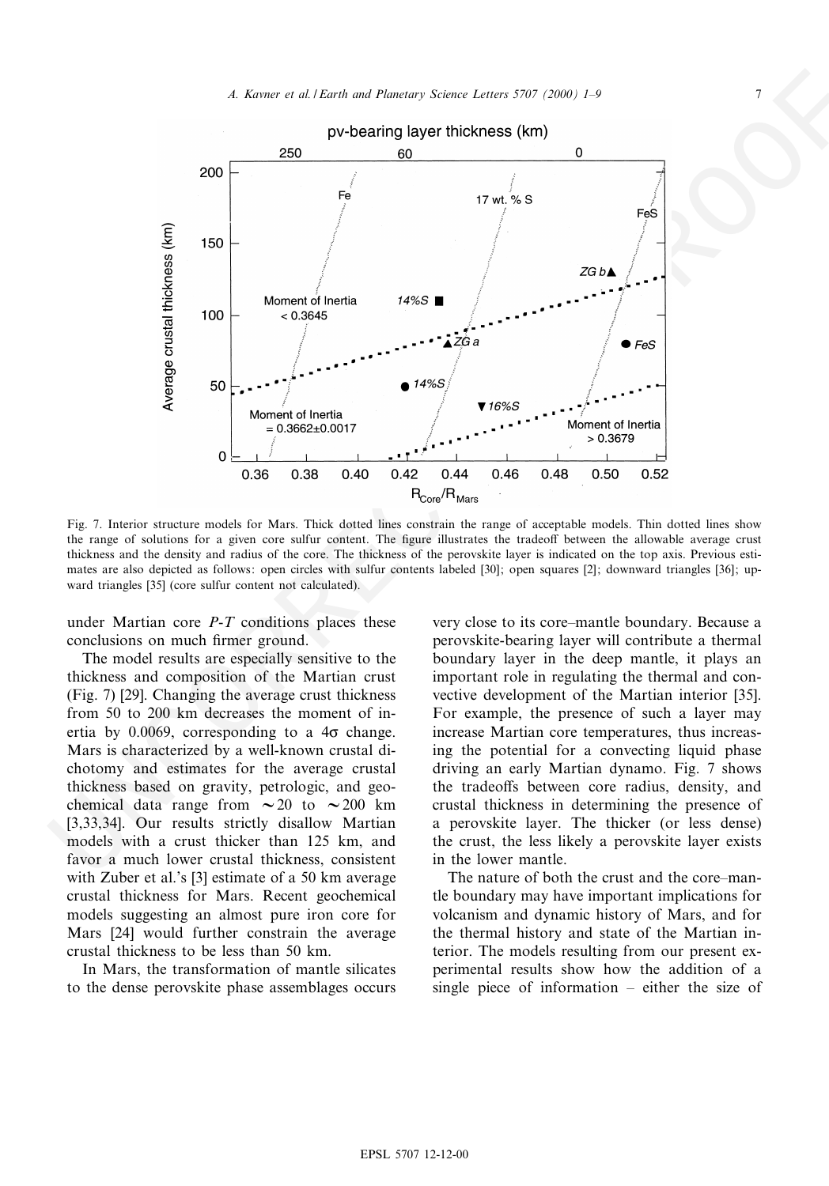Fig. 7. Interior structure models for Mars. Thick dotted lines constrain the range of acceptable models. Thin dotted lines show the range of solutions for a given core sulfur content. The figure illustrates the tradeoff between the allowable average crust thickness and the density and radius of the core. The thickness of the perovskite layer is indicated on the top axis. Previous estimates are also depicted as follows: open circles with sulfur contents labeled [30]; open squares [2]; downward triangles [36]; upward triangles [35] (core sulfur content not calculated).

under Martian core $P$-$T$ conditions places these conclusions on much firmer ground.

The model results are especially sensitive to the thickness and composition of the Martian crust (Fig. 7) [29]. Changing the average crust thickness from 50 to 200 km decreases the moment of inertia by 0.0069, corresponding to a $4\sigma$ change. Mars is characterized by a well-known crustal dichotomy and estimates for the average crustal thickness based on gravity, petrologic, and geochemical data range from $\sim$20 to $\sim$200 km [3,33,34]. Our results strictly disallow Martian models with a crust thicker than 125 km, and favor a much lower crustal thickness, consistent with Zuber et al.'s [3] estimate of a 50 km average crustal thickness for Mars. Recent geochemical models suggesting an almost pure iron core for Mars [24] would further constrain the average crustal thickness to be less than 50 km.

In Mars, the transformation of mantle silicates to the dense perovskite phase assemblages occurs very close to its core–mantle boundary. Because a perovskite-bearing layer will contribute a thermal boundary layer in the deep mantle, it plays an important role in regulating the thermal and convective development of the Martian interior [35]. For example, the presence of such a layer may increase Martian core temperatures, thus increasing the potential for a convecting liquid phase driving an early Martian dynamo. Fig. 7 shows the tradeoffs between core radius, density, and crustal thickness in determining the presence of a perovskite layer. The thicker (or less dense) the crust, the less likely a perovskite layer exists in the lower mantle.

The nature of both the crust and the core–mantle boundary may have important implications for volcanism and dynamic history of Mars, and for the thermal history and state of the Martian interior. The models resulting from our present experimental results show how the addition of a single piece of information – either the size of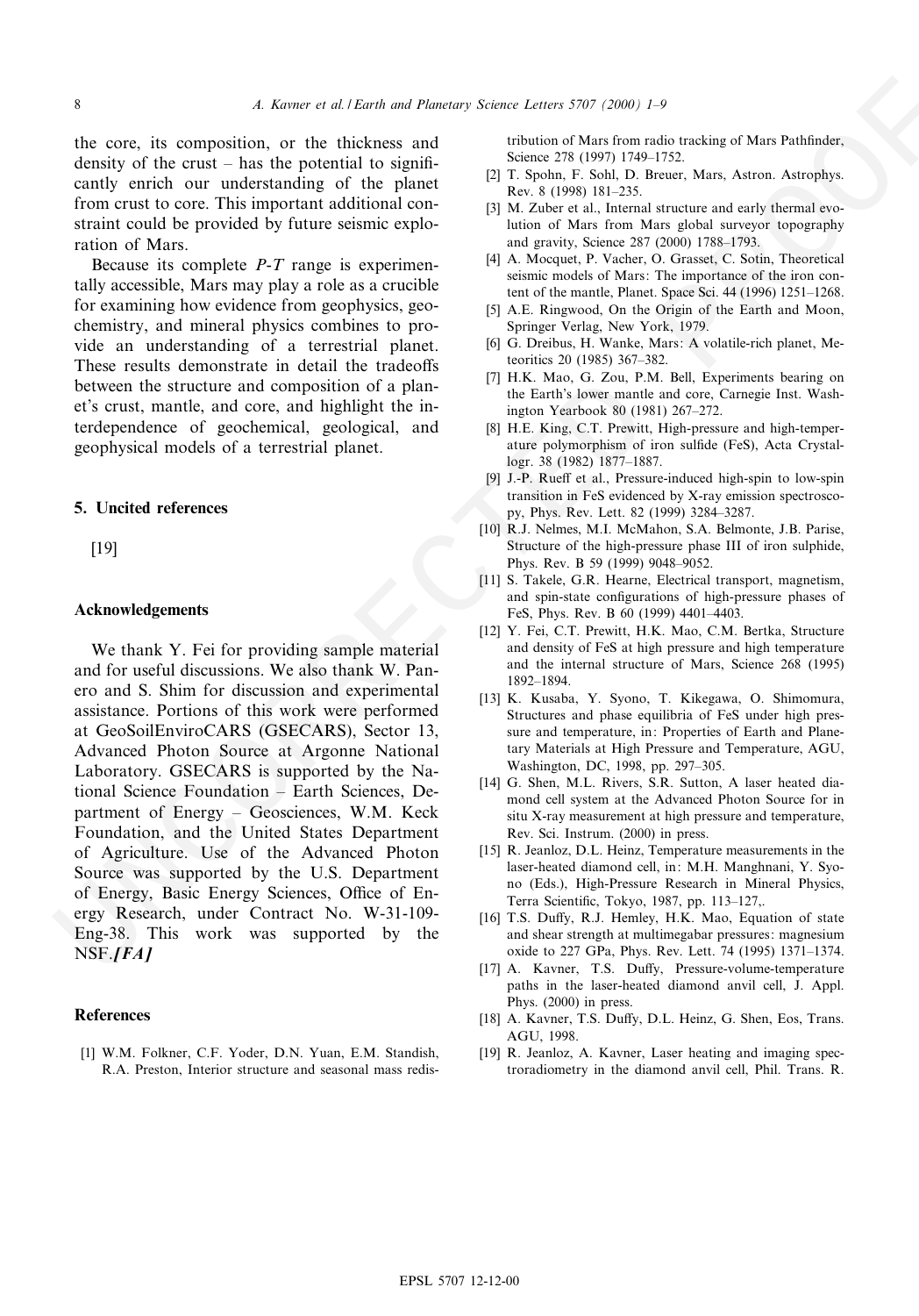the core, its composition, or the thickness and density of the crust – has the potential to significantly enrich our understanding of the planet from crust to core. This important additional constraint could be provided by future seismic exploration of Mars.

Because its complete *P-T* range is experimentally accessible, Mars may play a role as a crucible for examining how evidence from geophysics, geochemistry, and mineral physics combines to provide an understanding of a terrestrial planet. These results demonstrate in detail the tradeoffs between the structure and composition of a planet's crust, mantle, and core, and highlight the interdependence of geochemical, geological, and geophysical models of a terrestrial planet.

## 5. Uncited references

[19]

## Acknowledgements

We thank Y. Fei for providing sample material and for useful discussions. We also thank W. Panero and S. Shim for discussion and experimental assistance. Portions of this work were performed at GeoSoilEnviroCARS (GSECARS), Sector 13, Advanced Photon Source at Argonne National Laboratory. GSECARS is supported by the National Science Foundation – Earth Sciences, Department of Energy – Geosciences, W.M. Keck Foundation, and the United States Department of Agriculture. Use of the Advanced Photon Source was supported by the U.S. Department of Energy, Basic Energy Sciences, Office of Energy Research, under Contract No. W-31-109-Eng-38. This work was supported by the NSF.***[FA]***

## References

[1] W.M. Folkner, C.F. Yoder, D.N. Yuan, E.M. Standish, R.A. Preston, Interior structure and seasonal mass redistribution of Mars from radio tracking of Mars Pathfinder, Science 278 (1997) 1749–1752.

[2] T. Spohn, F. Sohl, D. Breuer, Mars, Astron. Astrophys. Rev. 8 (1998) 181–235.

[3] M. Zuber et al., Internal structure and early thermal evolution of Mars from Mars global surveyor topography and gravity, Science 287 (2000) 1788–1793.

[4] A. Mocquet, P. Vacher, O. Grasset, C. Sotin, Theoretical seismic models of Mars: The importance of the iron content of the mantle, Planet. Space Sci. 44 (1996) 1251–1268.

[5] A.E. Ringwood, On the Origin of the Earth and Moon, Springer Verlag, New York, 1979.

[6] G. Dreibus, H. Wanke, Mars: A volatile-rich planet, Meteoritics 20 (1985) 367–382.

[7] H.K. Mao, G. Zou, P.M. Bell, Experiments bearing on the Earth's lower mantle and core, Carnegie Inst. Washington Yearbook 80 (1981) 267–272.

[8] H.E. King, C.T. Prewitt, High-pressure and high-temperature polymorphism of iron sulfide (FeS), Acta Crystallogr. 38 (1982) 1877–1887.

[9] J.-P. Rueff et al., Pressure-induced high-spin to low-spin transition in FeS evidenced by X-ray emission spectroscopy, Phys. Rev. Lett. 82 (1999) 3284–3287.

[10] R.J. Nelmes, M.I. McMahon, S.A. Belmonte, J.B. Parise, Structure of the high-pressure phase III of iron sulphide, Phys. Rev. B 59 (1999) 9048–9052.

[11] S. Takele, G.R. Hearne, Electrical transport, magnetism, and spin-state configurations of high-pressure phases of FeS, Phys. Rev. B 60 (1999) 4401–4403.

[12] Y. Fei, C.T. Prewitt, H.K. Mao, C.M. Bertka, Structure and density of FeS at high pressure and high temperature and the internal structure of Mars, Science 268 (1995) 1892–1894.

[13] K. Kusaba, Y. Syono, T. Kikegawa, O. Shimomura, Structures and phase equilibria of FeS under high pressure and temperature, in: Properties of Earth and Planetary Materials at High Pressure and Temperature, AGU, Washington, DC, 1998, pp. 297–305.

[14] G. Shen, M.L. Rivers, S.R. Sutton, A laser heated diamond cell system at the Advanced Photon Source for in situ X-ray measurement at high pressure and temperature, Rev. Sci. Instrum. (2000) in press.

[15] R. Jeanloz, D.L. Heinz, Temperature measurements in the laser-heated diamond cell, in: M.H. Manghnani, Y. Syono (Eds.), High-Pressure Research in Mineral Physics, Terra Scientific, Tokyo, 1987, pp. 113–127,.

[16] T.S. Duffy, R.J. Hemley, H.K. Mao, Equation of state and shear strength at multimegabar pressures: magnesium oxide to 227 GPa, Phys. Rev. Lett. 74 (1995) 1371–1374.

[17] A. Kavner, T.S. Duffy, Pressure-volume-temperature paths in the laser-heated diamond anvil cell, J. Appl. Phys. (2000) in press.

[18] A. Kavner, T.S. Duffy, D.L. Heinz, G. Shen, Eos, Trans. AGU, 1998.

[19] R. Jeanloz, A. Kavner, Laser heating and imaging spectroradiometry in the diamond anvil cell, Phil. Trans. R.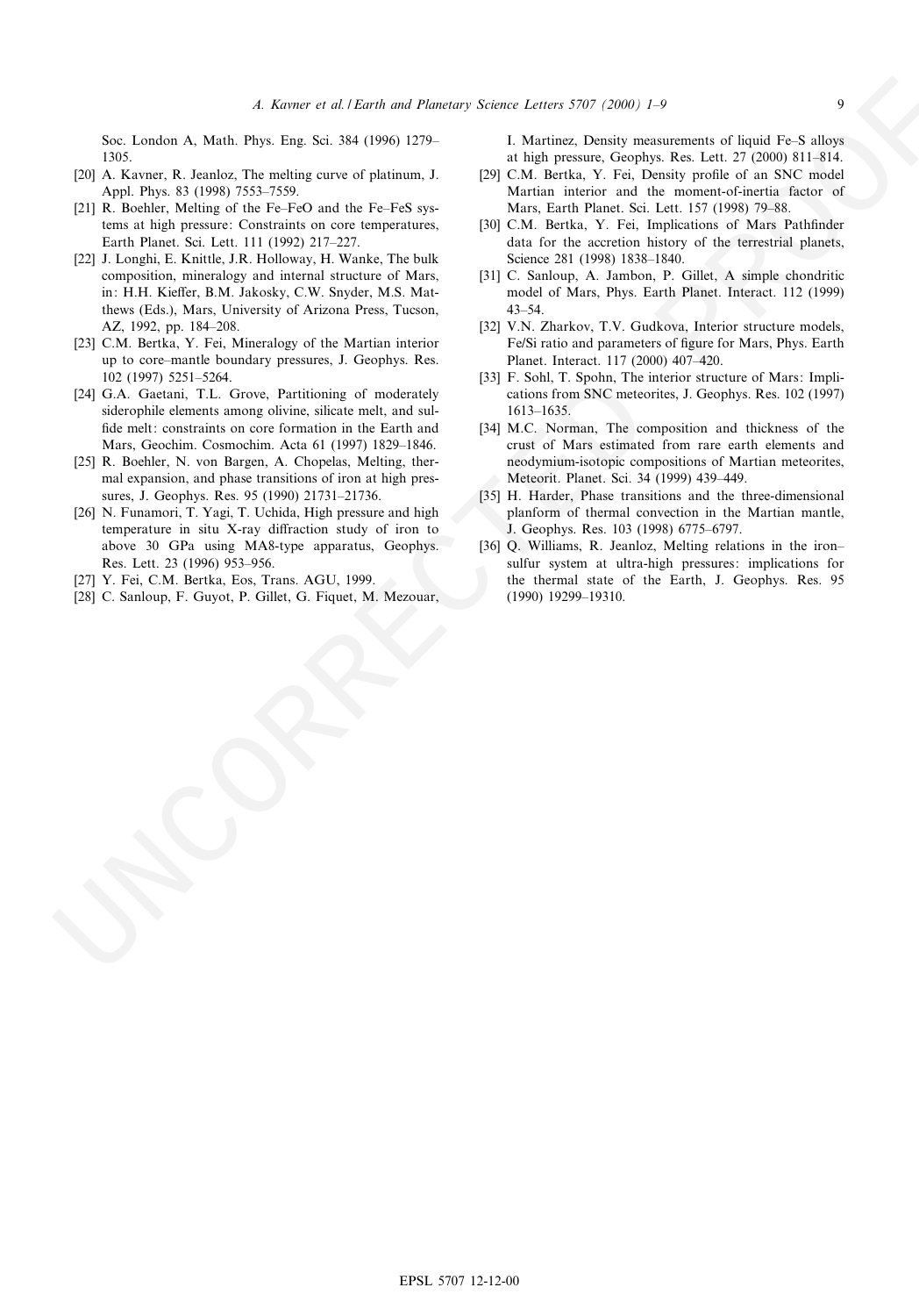Soc. London A, Math. Phys. Eng. Sci. 384 (1996) 1279–1305.

[20] A. Kavner, R. Jeanloz, The melting curve of platinum, J. Appl. Phys. 83 (1998) 7553–7559.

[21] R. Boehler, Melting of the Fe–FeO and the Fe–FeS systems at high pressure: Constraints on core temperatures, Earth Planet. Sci. Lett. 111 (1992) 217–227.

[22] J. Longhi, E. Knittle, J.R. Holloway, H. Wanke, The bulk composition, mineralogy and internal structure of Mars, in: H.H. Kieffer, B.M. Jakosky, C.W. Snyder, M.S. Matthews (Eds.), Mars, University of Arizona Press, Tucson, AZ, 1992, pp. 184–208.

[23] C.M. Bertka, Y. Fei, Mineralogy of the Martian interior up to core–mantle boundary pressures, J. Geophys. Res. 102 (1997) 5251–5264.

[24] G.A. Gaetani, T.L. Grove, Partitioning of moderately siderophile elements among olivine, silicate melt, and sulfide melt: constraints on core formation in the Earth and Mars, Geochim. Cosmochim. Acta 61 (1997) 1829–1846.

[25] R. Boehler, N. von Bargen, A. Chopelas, Melting, thermal expansion, and phase transitions of iron at high pressures, J. Geophys. Res. 95 (1990) 21731–21736.

[26] N. Funamori, T. Yagi, T. Uchida, High pressure and high temperature in situ X-ray diffraction study of iron to above 30 GPa using MA8-type apparatus, Geophys. Res. Lett. 23 (1996) 953–956.

[27] Y. Fei, C.M. Bertka, Eos, Trans. AGU, 1999.

[28] C. Sanloup, F. Guyot, P. Gillet, G. Fiquet, M. Mezouar, I. Martinez, Density measurements of liquid Fe–S alloys at high pressure, Geophys. Res. Lett. 27 (2000) 811–814.

[29] C.M. Bertka, Y. Fei, Density profile of an SNC model Martian interior and the moment-of-inertia factor of Mars, Earth Planet. Sci. Lett. 157 (1998) 79–88.

[30] C.M. Bertka, Y. Fei, Implications of Mars Pathfinder data for the accretion history of the terrestrial planets, Science 281 (1998) 1838–1840.

[31] C. Sanloup, A. Jambon, P. Gillet, A simple chondritic model of Mars, Phys. Earth Planet. Interact. 112 (1999) 43–54.

[32] V.N. Zharkov, T.V. Gudkova, Interior structure models, Fe/Si ratio and parameters of figure for Mars, Phys. Earth Planet. Interact. 117 (2000) 407–420.

[33] F. Sohl, T. Spohn, The interior structure of Mars: Implications from SNC meteorites, J. Geophys. Res. 102 (1997) 1613–1635.

[34] M.C. Norman, The composition and thickness of the crust of Mars estimated from rare earth elements and neodymium-isotopic compositions of Martian meteorites, Meteorit. Planet. Sci. 34 (1999) 439–449.

[35] H. Harder, Phase transitions and the three-dimensional planform of thermal convection in the Martian mantle, J. Geophys. Res. 103 (1998) 6775–6797.

[36] Q. Williams, R. Jeanloz, Melting relations in the iron–sulfur system at ultra-high pressures: implications for the thermal state of the Earth, J. Geophys. Res. 95 (1990) 19299–19310.